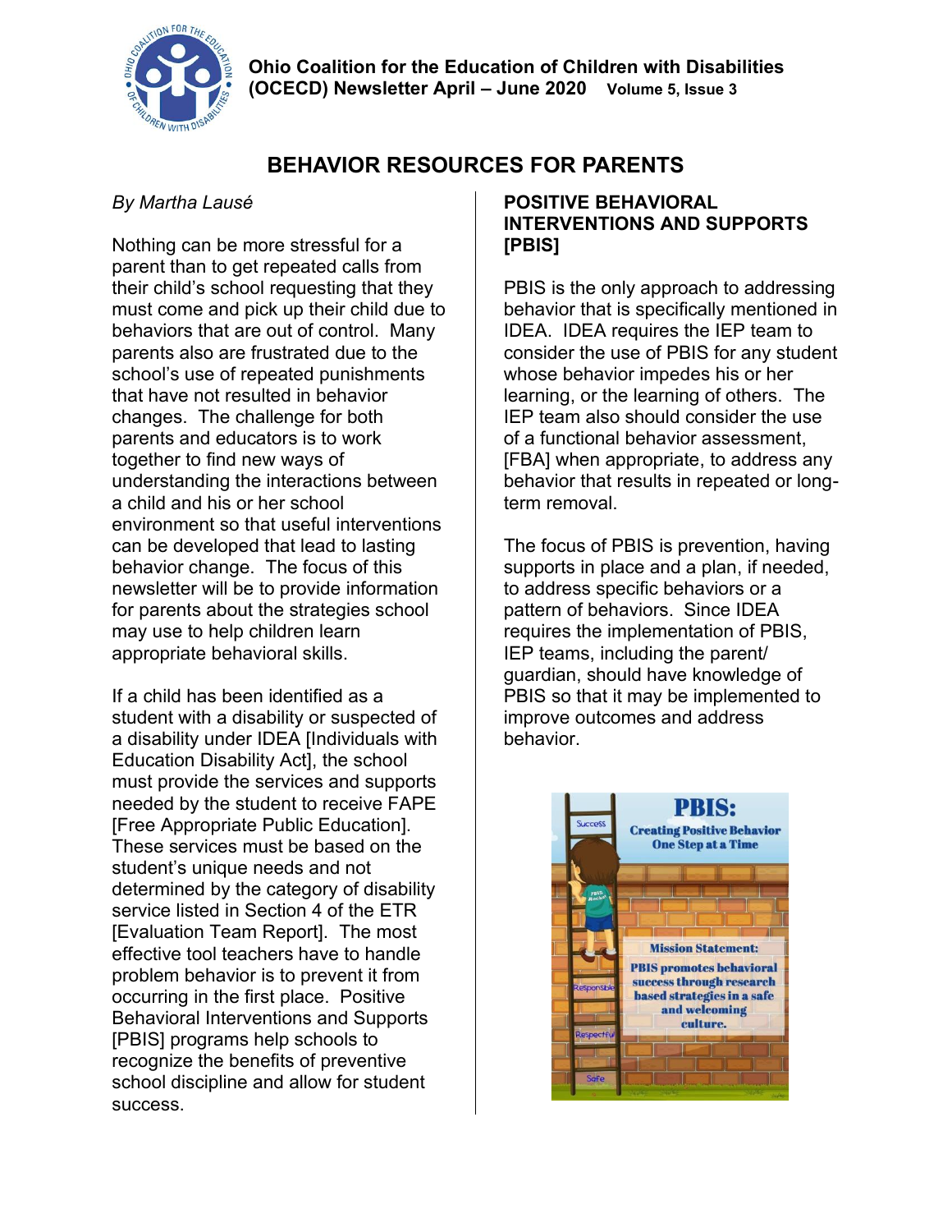**Ohio Coalition for the Education of Children with Disabilities (OCECD) Newsletter April – June 2020** Volume 5, Issue 3

# BEHAVIOR RESOURCES FOR PARENTS

*By Martha Lausé*

Nothing can be more stressful for a parent than to get repeated calls from their child's school requesting that they must come and pick up their child due to behaviors that are out of control. Many parents also are frustrated due to the school's use of repeated punishments that have not resulted in behavior changes. The challenge for both parents and educators is to work together to find new ways of understanding the interactions between a child and his or her school environment so that useful interventions can be developed that lead to lasting behavior change. The focus of this newsletter will be to provide information for parents about the strategies school may use to help children learn appropriate behavioral skills.

If a child has been identified as a student with a disability or suspected of a disability under IDEA [Individuals with Education Disability Act], the school must provide the services and supports needed by the student to receive FAPE [Free Appropriate Public Education]. These services must be based on the student's unique needs and not determined by the category of disability service listed in Section 4 of the ETR [Evaluation Team Report]. The most effective tool teachers have to handle problem behavior is to prevent it from occurring in the first place. Positive Behavioral Interventions and Supports [PBIS] programs help schools to recognize the benefits of preventive school discipline and allow for student success.

## POSITIVE BEHAVIORAL INTERVENTIONS AND SUPPORTS [PBIS]

PBIS is the only approach to addressing behavior that is specifically mentioned in IDEA. IDEA requires the IEP team to consider the use of PBIS for any student whose behavior impedes his or her learning, or the learning of others. The IEP team also should consider the use of a functional behavior assessment, [FBA] when appropriate, to address any behavior that results in repeated or long-term removal.

The focus of PBIS is prevention, having supports in place and a plan, if needed, to address specific behaviors or a pattern of behaviors. Since IDEA requires the implementation of PBIS, IEP teams, including the parent/ guardian, should have knowledge of PBIS so that it may be implemented to improve outcomes and address behavior.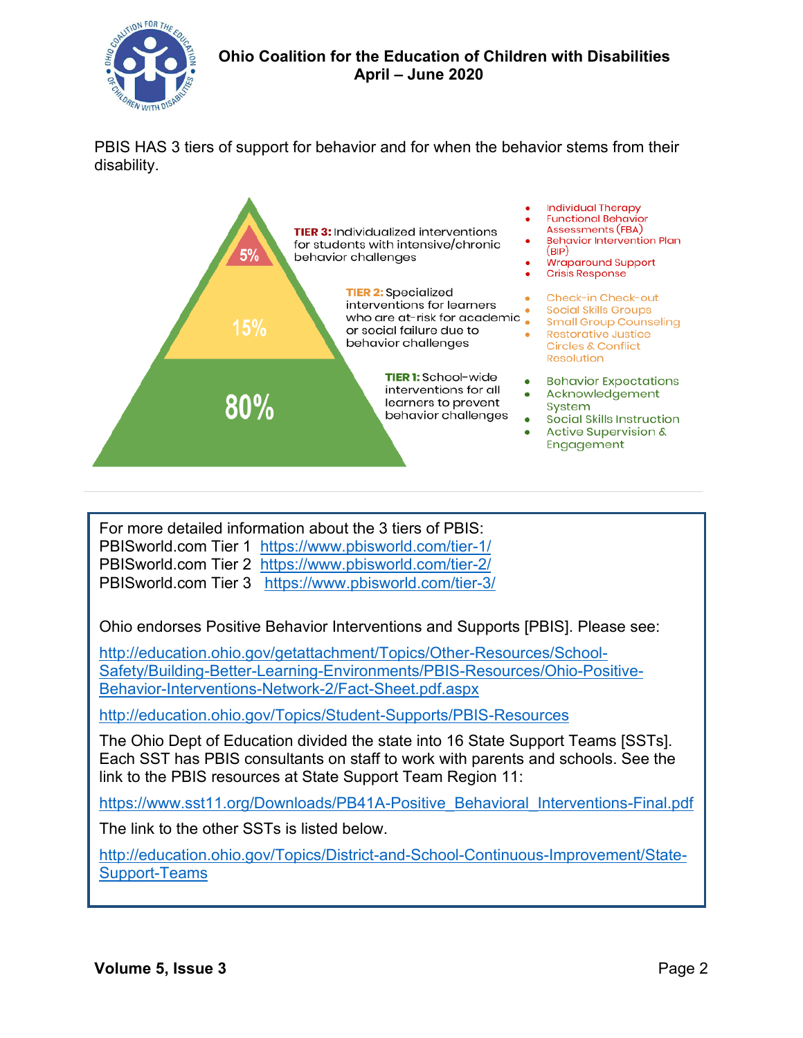PBIS HAS 3 tiers of support for behavior and for when the behavior stems from their disability.

**TIER 3:** Individualized interventions for students with intensive/chronic behavior challenges (5%)

- Individual Therapy
- Functional Behavior Assessments (FBA)
- Behavior Intervention Plan (BIP)
- Wraparound Support
- Crisis Response

**TIER 2:** Specialized interventions for learners who are at-risk for academic or social failure due to behavior challenges (15%)

- Check-in Check-out
- Social Skills Groups
- Small Group Counseling
- Restorative Justice Circles & Conflict Resolution

**TIER 1:** School-wide interventions for all learners to prevent behavior challenges (80%)

- Behavior Expectations
- Acknowledgement System
- Social Skills Instruction
- Active Supervision & Engagement

---

For more detailed information about the 3 tiers of PBIS:
PBISworld.com Tier 1 https://www.pbisworld.com/tier-1/
PBISworld.com Tier 2 https://www.pbisworld.com/tier-2/
PBISworld.com Tier 3 https://www.pbisworld.com/tier-3/

Ohio endorses Positive Behavior Interventions and Supports [PBIS]. Please see:

http://education.ohio.gov/getattachment/Topics/Other-Resources/School-Safety/Building-Better-Learning-Environments/PBIS-Resources/Ohio-Positive-Behavior-Interventions-Network-2/Fact-Sheet.pdf.aspx

http://education.ohio.gov/Topics/Student-Supports/PBIS-Resources

The Ohio Dept of Education divided the state into 16 State Support Teams [SSTs]. Each SST has PBIS consultants on staff to work with parents and schools. See the link to the PBIS resources at State Support Team Region 11:

https://www.sst11.org/Downloads/PB41A-Positive_Behavioral_Interventions-Final.pdf

The link to the other SSTs is listed below.

http://education.ohio.gov/Topics/District-and-School-Continuous-Improvement/State-Support-Teams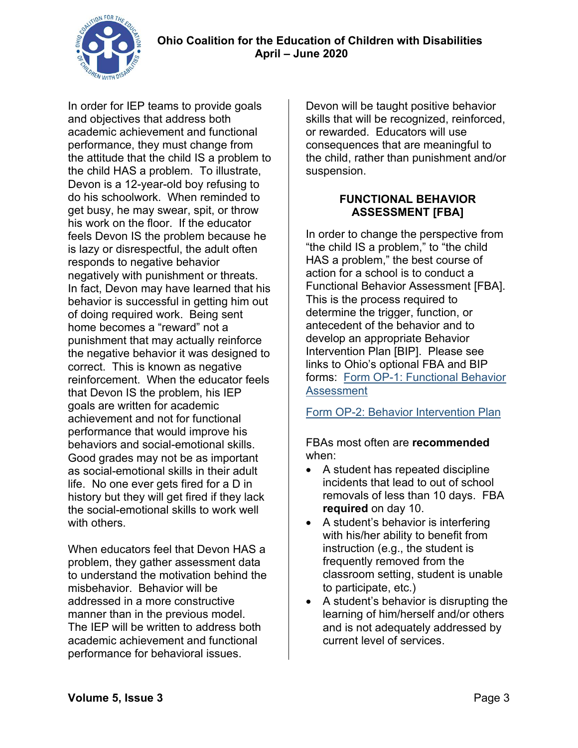In order for IEP teams to provide goals and objectives that address both academic achievement and functional performance, they must change from the attitude that the child IS a problem to the child HAS a problem. To illustrate, Devon is a 12-year-old boy refusing to do his schoolwork. When reminded to get busy, he may swear, spit, or throw his work on the floor. If the educator feels Devon IS the problem because he is lazy or disrespectful, the adult often responds to negative behavior negatively with punishment or threats. In fact, Devon may have learned that his behavior is successful in getting him out of doing required work. Being sent home becomes a "reward" not a punishment that may actually reinforce the negative behavior it was designed to correct. This is known as negative reinforcement. When the educator feels that Devon IS the problem, his IEP goals are written for academic achievement and not for functional performance that would improve his behaviors and social-emotional skills. Good grades may not be as important as social-emotional skills in their adult life. No one ever gets fired for a D in history but they will get fired if they lack the social-emotional skills to work well with others.

When educators feel that Devon HAS a problem, they gather assessment data to understand the motivation behind the misbehavior. Behavior will be addressed in a more constructive manner than in the previous model. The IEP will be written to address both academic achievement and functional performance for behavioral issues.

Devon will be taught positive behavior skills that will be recognized, reinforced, or rewarded. Educators will use consequences that are meaningful to the child, rather than punishment and/or suspension.

## FUNCTIONAL BEHAVIOR ASSESSMENT [FBA]

In order to change the perspective from "the child IS a problem," to "the child HAS a problem," the best course of action for a school is to conduct a Functional Behavior Assessment [FBA]. This is the process required to determine the trigger, function, or antecedent of the behavior and to develop an appropriate Behavior Intervention Plan [BIP]. Please see links to Ohio's optional FBA and BIP forms: Form OP-1: Functional Behavior Assessment

Form OP-2: Behavior Intervention Plan

FBAs most often are **recommended** when:

- A student has repeated discipline incidents that lead to out of school removals of less than 10 days. FBA **required** on day 10.
- A student's behavior is interfering with his/her ability to benefit from instruction (e.g., the student is frequently removed from the classroom setting, student is unable to participate, etc.)
- A student's behavior is disrupting the learning of him/herself and/or others and is not adequately addressed by current level of services.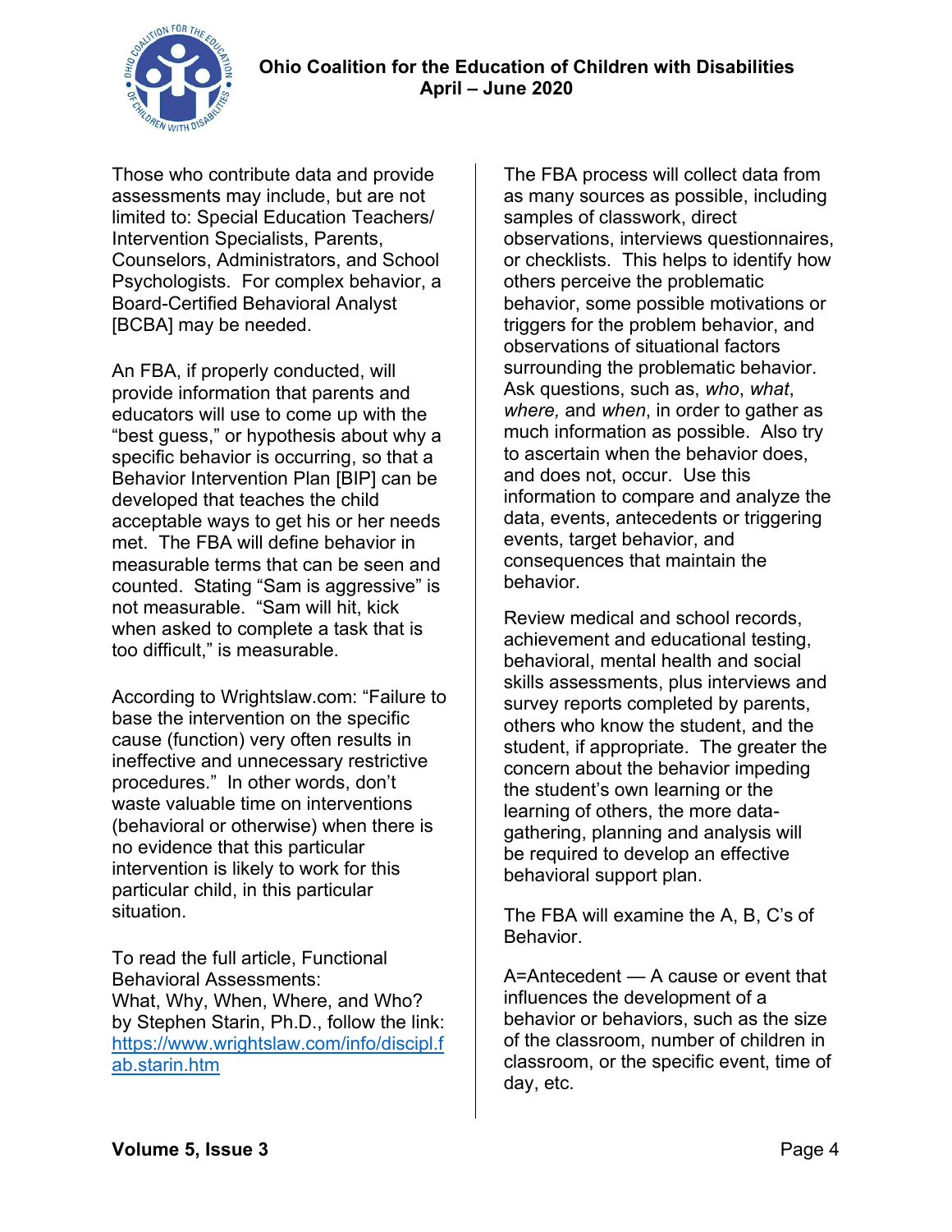Those who contribute data and provide assessments may include, but are not limited to: Special Education Teachers/ Intervention Specialists, Parents, Counselors, Administrators, and School Psychologists. For complex behavior, a Board-Certified Behavioral Analyst [BCBA] may be needed.

An FBA, if properly conducted, will provide information that parents and educators will use to come up with the "best guess," or hypothesis about why a specific behavior is occurring, so that a Behavior Intervention Plan [BIP] can be developed that teaches the child acceptable ways to get his or her needs met. The FBA will define behavior in measurable terms that can be seen and counted. Stating "Sam is aggressive" is not measurable. "Sam will hit, kick when asked to complete a task that is too difficult," is measurable.

According to Wrightslaw.com: "Failure to base the intervention on the specific cause (function) very often results in ineffective and unnecessary restrictive procedures." In other words, don't waste valuable time on interventions (behavioral or otherwise) when there is no evidence that this particular intervention is likely to work for this particular child, in this particular situation.

To read the full article, Functional Behavioral Assessments: What, Why, When, Where, and Who? by Stephen Starin, Ph.D., follow the link: [https://www.wrightslaw.com/info/discipl.fab.starin.htm](https://www.wrightslaw.com/info/discipl.fab.starin.htm)

The FBA process will collect data from as many sources as possible, including samples of classwork, direct observations, interviews questionnaires, or checklists. This helps to identify how others perceive the problematic behavior, some possible motivations or triggers for the problem behavior, and observations of situational factors surrounding the problematic behavior. Ask questions, such as, *who*, *what*, *where,* and *when*, in order to gather as much information as possible. Also try to ascertain when the behavior does, and does not, occur. Use this information to compare and analyze the data, events, antecedents or triggering events, target behavior, and consequences that maintain the behavior.

Review medical and school records, achievement and educational testing, behavioral, mental health and social skills assessments, plus interviews and survey reports completed by parents, others who know the student, and the student, if appropriate. The greater the concern about the behavior impeding the student's own learning or the learning of others, the more data-gathering, planning and analysis will be required to develop an effective behavioral support plan.

The FBA will examine the A, B, C's of Behavior.

A=Antecedent — A cause or event that influences the development of a behavior or behaviors, such as the size of the classroom, number of children in classroom, or the specific event, time of day, etc.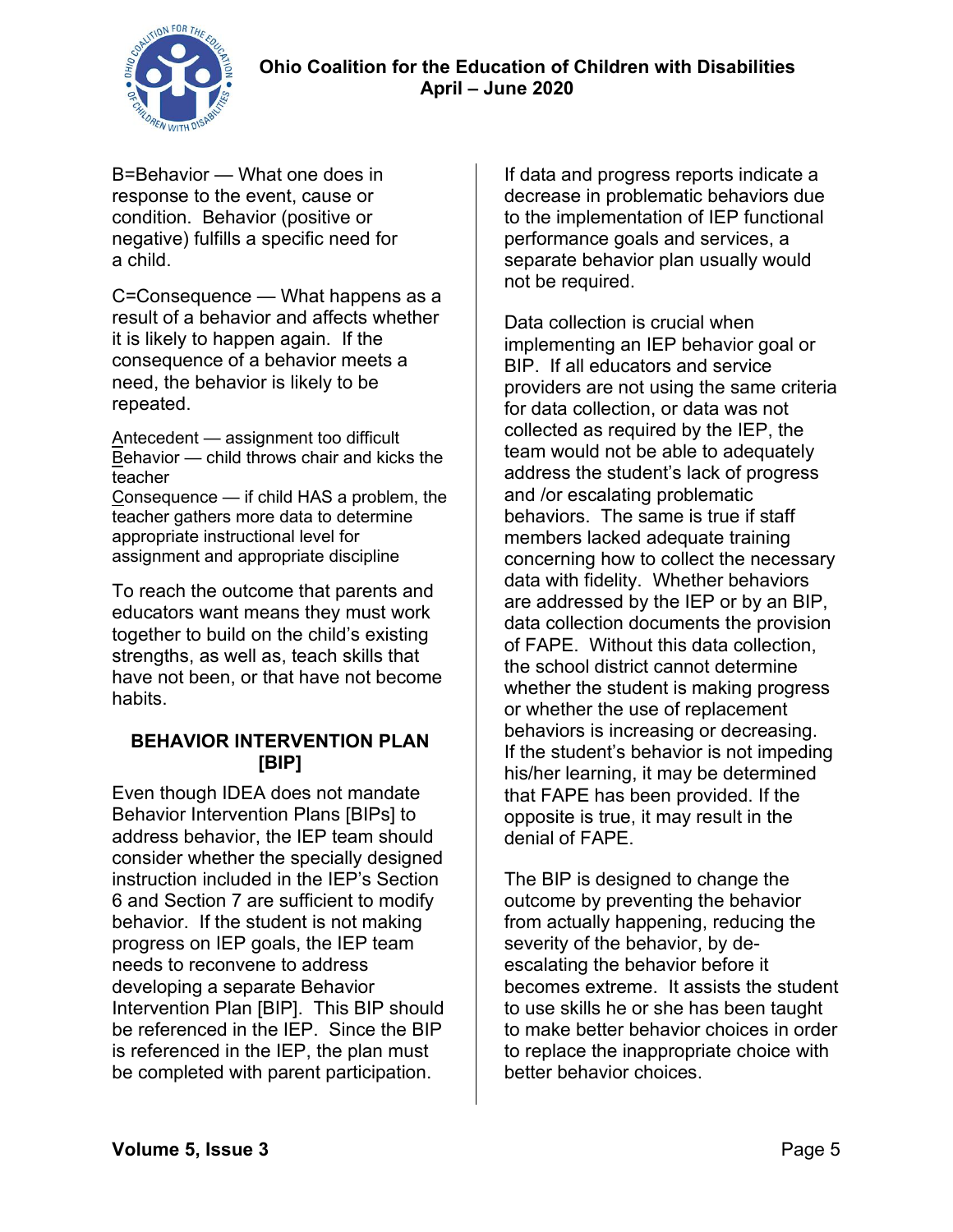B=Behavior — What one does in response to the event, cause or condition. Behavior (positive or negative) fulfills a specific need for a child.

C=Consequence — What happens as a result of a behavior and affects whether it is likely to happen again. If the consequence of a behavior meets a need, the behavior is likely to be repeated.

Antecedent — assignment too difficult
Behavior — child throws chair and kicks the teacher
Consequence — if child HAS a problem, the teacher gathers more data to determine appropriate instructional level for assignment and appropriate discipline

To reach the outcome that parents and educators want means they must work together to build on the child's existing strengths, as well as, teach skills that have not been, or that have not become habits.

### BEHAVIOR INTERVENTION PLAN [BIP]

Even though IDEA does not mandate Behavior Intervention Plans [BIPs] to address behavior, the IEP team should consider whether the specially designed instruction included in the IEP's Section 6 and Section 7 are sufficient to modify behavior. If the student is not making progress on IEP goals, the IEP team needs to reconvene to address developing a separate Behavior Intervention Plan [BIP]. This BIP should be referenced in the IEP. Since the BIP is referenced in the IEP, the plan must be completed with parent participation.

If data and progress reports indicate a decrease in problematic behaviors due to the implementation of IEP functional performance goals and services, a separate behavior plan usually would not be required.

Data collection is crucial when implementing an IEP behavior goal or BIP. If all educators and service providers are not using the same criteria for data collection, or data was not collected as required by the IEP, the team would not be able to adequately address the student's lack of progress and /or escalating problematic behaviors. The same is true if staff members lacked adequate training concerning how to collect the necessary data with fidelity. Whether behaviors are addressed by the IEP or by an BIP, data collection documents the provision of FAPE. Without this data collection, the school district cannot determine whether the student is making progress or whether the use of replacement behaviors is increasing or decreasing. If the student's behavior is not impeding his/her learning, it may be determined that FAPE has been provided. If the opposite is true, it may result in the denial of FAPE.

The BIP is designed to change the outcome by preventing the behavior from actually happening, reducing the severity of the behavior, by de-escalating the behavior before it becomes extreme. It assists the student to use skills he or she has been taught to make better behavior choices in order to replace the inappropriate choice with better behavior choices.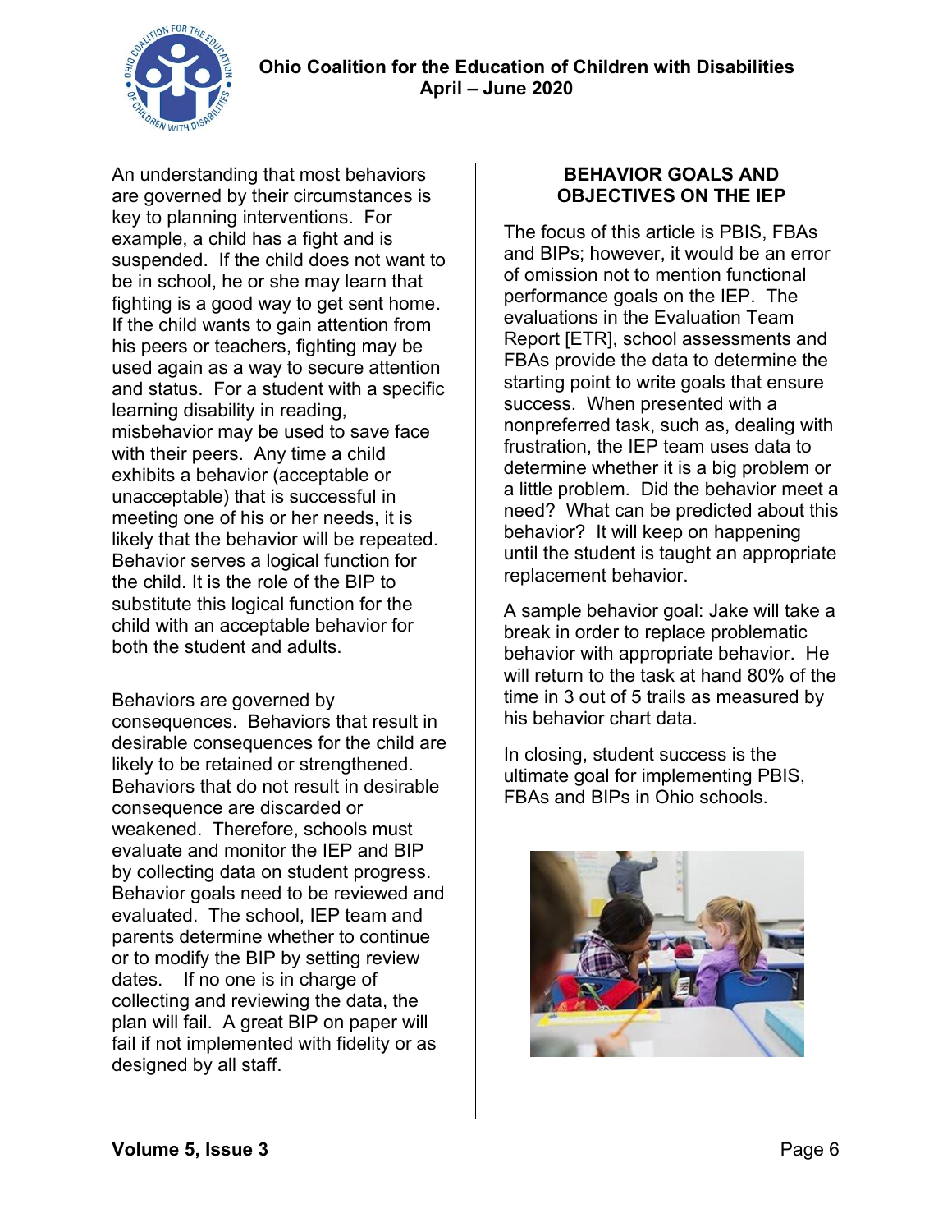An understanding that most behaviors are governed by their circumstances is key to planning interventions. For example, a child has a fight and is suspended. If the child does not want to be in school, he or she may learn that fighting is a good way to get sent home. If the child wants to gain attention from his peers or teachers, fighting may be used again as a way to secure attention and status. For a student with a specific learning disability in reading, misbehavior may be used to save face with their peers. Any time a child exhibits a behavior (acceptable or unacceptable) that is successful in meeting one of his or her needs, it is likely that the behavior will be repeated. Behavior serves a logical function for the child. It is the role of the BIP to substitute this logical function for the child with an acceptable behavior for both the student and adults.

Behaviors are governed by consequences. Behaviors that result in desirable consequences for the child are likely to be retained or strengthened. Behaviors that do not result in desirable consequence are discarded or weakened. Therefore, schools must evaluate and monitor the IEP and BIP by collecting data on student progress. Behavior goals need to be reviewed and evaluated. The school, IEP team and parents determine whether to continue or to modify the BIP by setting review dates. If no one is in charge of collecting and reviewing the data, the plan will fail. A great BIP on paper will fail if not implemented with fidelity or as designed by all staff.

## BEHAVIOR GOALS AND OBJECTIVES ON THE IEP

The focus of this article is PBIS, FBAs and BIPs; however, it would be an error of omission not to mention functional performance goals on the IEP. The evaluations in the Evaluation Team Report [ETR], school assessments and FBAs provide the data to determine the starting point to write goals that ensure success. When presented with a nonpreferred task, such as, dealing with frustration, the IEP team uses data to determine whether it is a big problem or a little problem. Did the behavior meet a need? What can be predicted about this behavior? It will keep on happening until the student is taught an appropriate replacement behavior.

A sample behavior goal: Jake will take a break in order to replace problematic behavior with appropriate behavior. He will return to the task at hand 80% of the time in 3 out of 5 trails as measured by his behavior chart data.

In closing, student success is the ultimate goal for implementing PBIS, FBAs and BIPs in Ohio schools.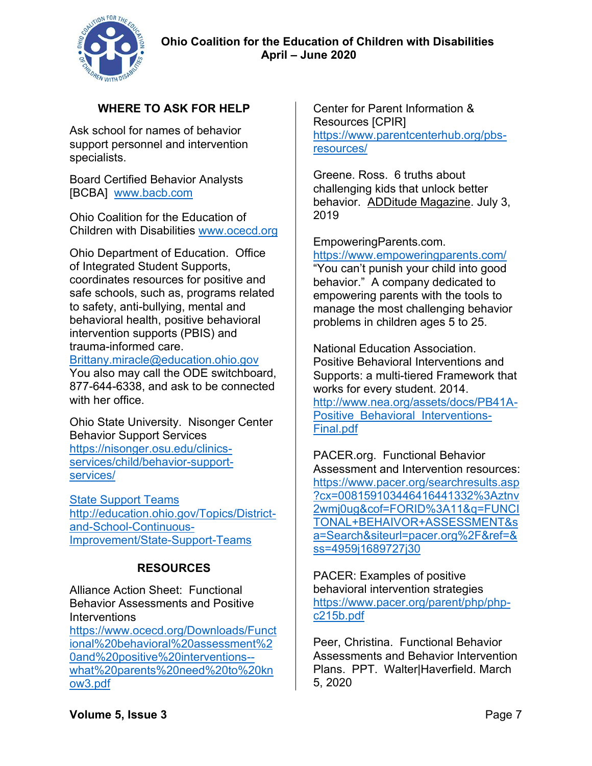## WHERE TO ASK FOR HELP

Ask school for names of behavior support personnel and intervention specialists.

Board Certified Behavior Analysts [BCBA] www.bacb.com

Ohio Coalition for the Education of Children with Disabilities www.ocecd.org

Ohio Department of Education. Office of Integrated Student Supports, coordinates resources for positive and safe schools, such as, programs related to safety, anti-bullying, mental and behavioral health, positive behavioral intervention supports (PBIS) and trauma-informed care. Brittany.miracle@education.ohio.gov You also may call the ODE switchboard, 877-644-6338, and ask to be connected with her office.

Ohio State University. Nisonger Center Behavior Support Services https://nisonger.osu.edu/clinics-services/child/behavior-support-services/

State Support Teams http://education.ohio.gov/Topics/District-and-School-Continuous-Improvement/State-Support-Teams

## RESOURCES

Alliance Action Sheet: Functional Behavior Assessments and Positive Interventions https://www.ocecd.org/Downloads/Functional%20behavioral%20assessment%20and%20positive%20interventions--what%20parents%20need%20to%20know3.pdf

Center for Parent Information & Resources [CPIR] https://www.parentcenterhub.org/pbs-resources/

Greene. Ross. 6 truths about challenging kids that unlock better behavior. ADDitude Magazine. July 3, 2019

EmpoweringParents.com. https://www.empoweringparents.com/ "You can't punish your child into good behavior." A company dedicated to empowering parents with the tools to manage the most challenging behavior problems in children ages 5 to 25.

National Education Association. Positive Behavioral Interventions and Supports: a multi-tiered Framework that works for every student. 2014. http://www.nea.org/assets/docs/PB41A-Positive_Behavioral_Interventions-Final.pdf

PACER.org. Functional Behavior Assessment and Intervention resources: https://www.pacer.org/searchresults.asp?cx=008159103446416441332%3Aztnv2wmj0ug&cof=FORID%3A11&q=FUNCITONAL+BEHAIVOR+ASSESSMENT&sa=Search&siteurl=pacer.org%2F&ref=&ss=4959j1689727j30

PACER: Examples of positive behavioral intervention strategies https://www.pacer.org/parent/php/php-c215b.pdf

Peer, Christina. Functional Behavior Assessments and Behavior Intervention Plans. PPT. Walter|Haverfield. March 5, 2020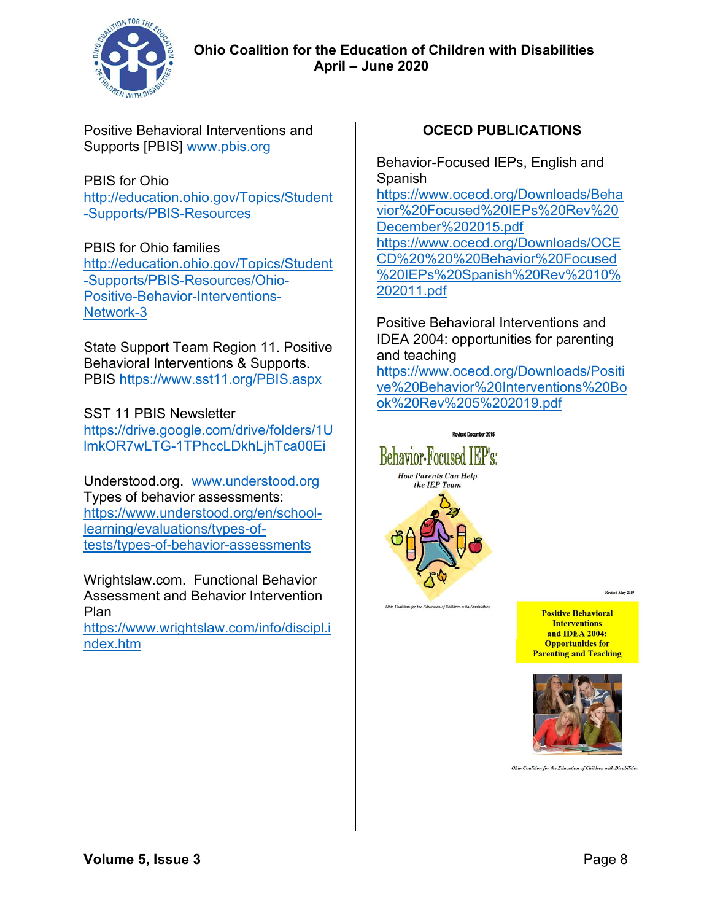Positive Behavioral Interventions and Supports [PBIS] www.pbis.org

PBIS for Ohio
http://education.ohio.gov/Topics/Student-Supports/PBIS-Resources

PBIS for Ohio families
http://education.ohio.gov/Topics/Student-Supports/PBIS-Resources/Ohio-Positive-Behavior-Interventions-Network-3

State Support Team Region 11. Positive Behavioral Interventions & Supports. PBIS https://www.sst11.org/PBIS.aspx

SST 11 PBIS Newsletter
https://drive.google.com/drive/folders/1UlmkOR7wLTG-1TPhccLDkhLjhTca00Ei

Understood.org. www.understood.org
Types of behavior assessments:
https://www.understood.org/en/school-learning/evaluations/types-of-tests/types-of-behavior-assessments

Wrightslaw.com. Functional Behavior Assessment and Behavior Intervention Plan
https://www.wrightslaw.com/info/discipl.index.htm

## OCECD PUBLICATIONS

Behavior-Focused IEPs, English and Spanish
https://www.ocecd.org/Downloads/Behavior%20Focused%20IEPs%20Rev%20December%202015.pdf
https://www.ocecd.org/Downloads/OCECD%20%20%20Behavior%20Focused%20IEPs%20Spanish%20Rev%2010%202011.pdf

Positive Behavioral Interventions and IDEA 2004: opportunities for parenting and teaching
https://www.ocecd.org/Downloads/Positive%20Behavior%20Interventions%20Book%20Rev%205%202019.pdf

Revised December 2015

Behavior-Focused IEP's: How Parents Can Help the IEP Team

Ohio Coalition for the Education of Children with Disabilities

Revised May 2019

Positive Behavioral Interventions and IDEA 2004: Opportunities for Parenting and Teaching

Ohio Coalition for the Education of Children with Disabilities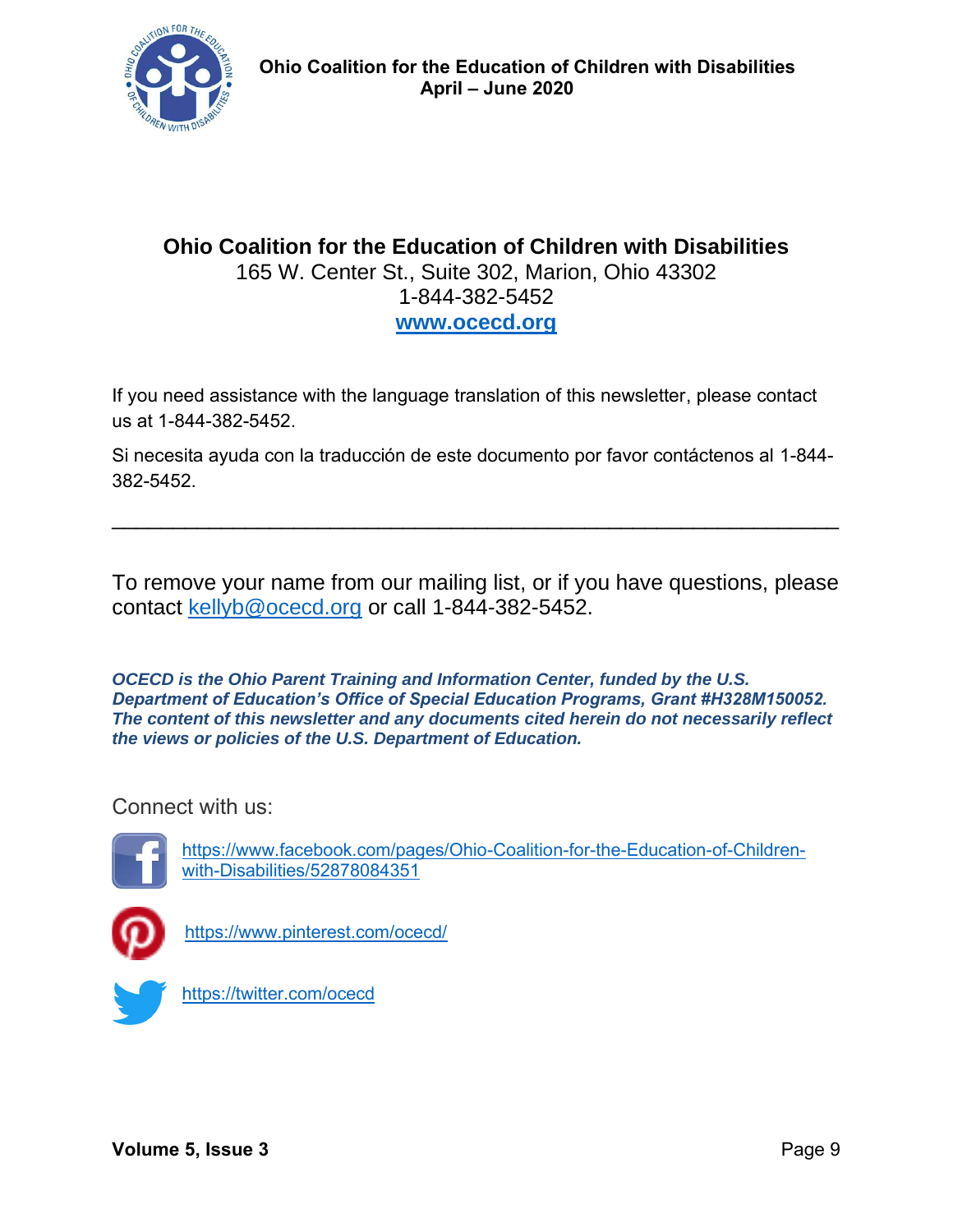**Ohio Coalition for the Education of Children with Disabilities**
165 W. Center St., Suite 302, Marion, Ohio 43302
1-844-382-5452
**www.ocecd.org**

If you need assistance with the language translation of this newsletter, please contact us at 1-844-382-5452.

Si necesita ayuda con la traducción de este documento por favor contáctenos al 1-844-382-5452.

---

To remove your name from our mailing list, or if you have questions, please contact kellyb@ocecd.org or call 1-844-382-5452.

***OCECD is the Ohio Parent Training and Information Center, funded by the U.S. Department of Education's Office of Special Education Programs, Grant #H328M150052. The content of this newsletter and any documents cited herein do not necessarily reflect the views or policies of the U.S. Department of Education.***

Connect with us:

https://www.facebook.com/pages/Ohio-Coalition-for-the-Education-of-Children-with-Disabilities/52878084351

https://www.pinterest.com/ocecd/

https://twitter.com/ocecd